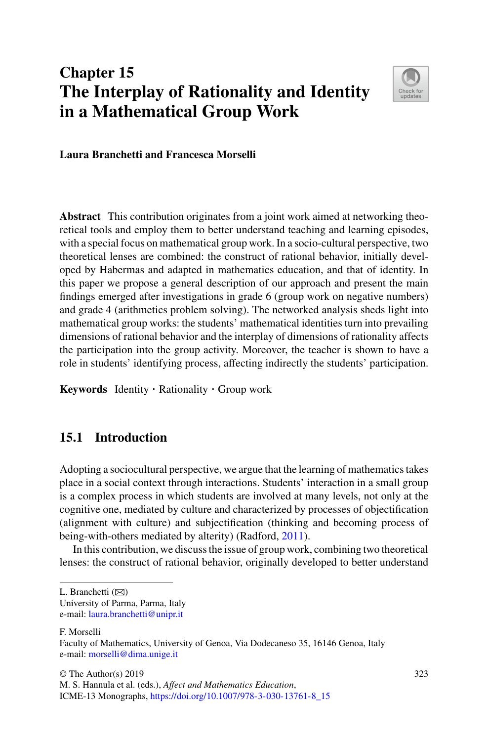# Chapter 15
# The Interplay of Rationality and Identity in a Mathematical Group Work

**Laura Branchetti and Francesca Morselli**

**Abstract** This contribution originates from a joint work aimed at networking theoretical tools and employ them to better understand teaching and learning episodes, with a special focus on mathematical group work. In a socio-cultural perspective, two theoretical lenses are combined: the construct of rational behavior, initially developed by Habermas and adapted in mathematics education, and that of identity. In this paper we propose a general description of our approach and present the main findings emerged after investigations in grade 6 (group work on negative numbers) and grade 4 (arithmetics problem solving). The networked analysis sheds light into mathematical group works: the students' mathematical identities turn into prevailing dimensions of rational behavior and the interplay of dimensions of rationality affects the participation into the group activity. Moreover, the teacher is shown to have a role in students' identifying process, affecting indirectly the students' participation.

**Keywords** Identity · Rationality · Group work

## 15.1 Introduction

Adopting a sociocultural perspective, we argue that the learning of mathematics takes place in a social context through interactions. Students' interaction in a small group is a complex process in which students are involved at many levels, not only at the cognitive one, mediated by culture and characterized by processes of objectification (alignment with culture) and subjectification (thinking and becoming process of being-with-others mediated by alterity) (Radford, 2011).

In this contribution, we discuss the issue of group work, combining two theoretical lenses: the construct of rational behavior, originally developed to better understand

---

L. Branchetti (✉)
University of Parma, Parma, Italy
e-mail: laura.branchetti@unipr.it

F. Morselli
Faculty of Mathematics, University of Genoa, Via Dodecaneso 35, 16146 Genoa, Italy
e-mail: morselli@dima.unige.it

© The Author(s) 2019
M. S. Hannula et al. (eds.), *Affect and Mathematics Education*,
ICME-13 Monographs, https://doi.org/10.1007/978-3-030-13761-8_15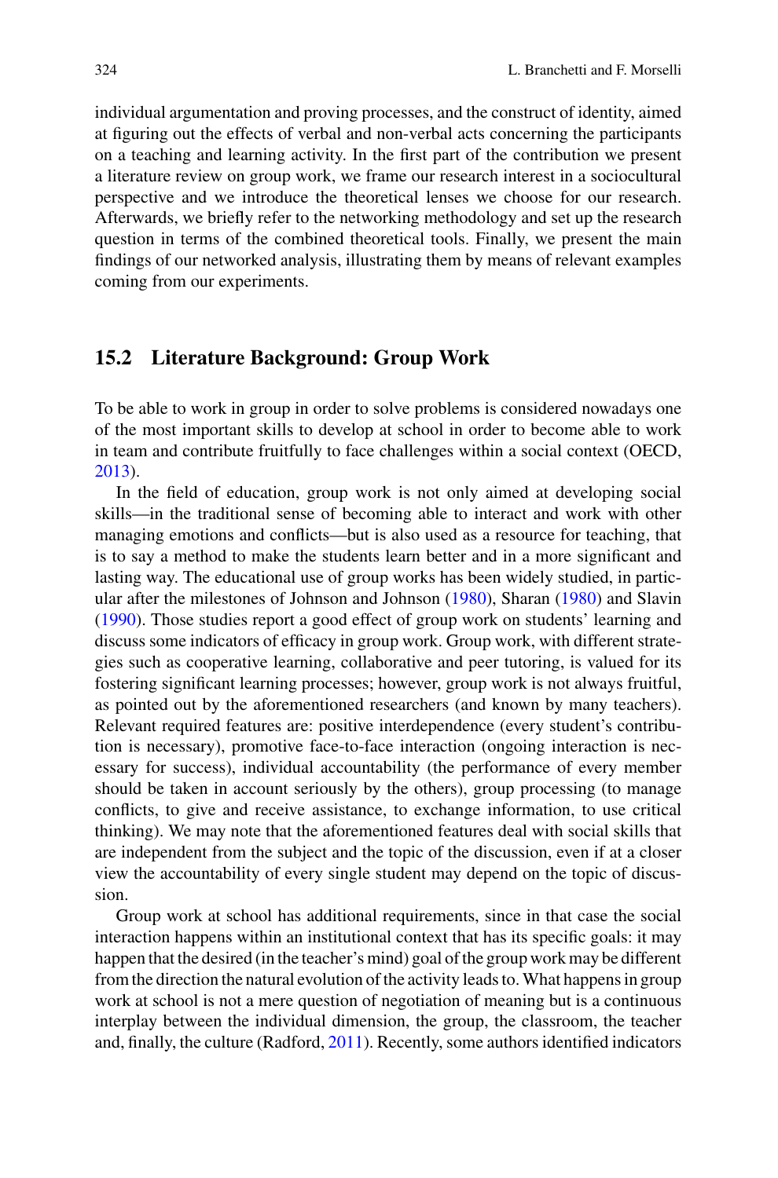individual argumentation and proving processes, and the construct of identity, aimed at figuring out the effects of verbal and non-verbal acts concerning the participants on a teaching and learning activity. In the first part of the contribution we present a literature review on group work, we frame our research interest in a sociocultural perspective and we introduce the theoretical lenses we choose for our research. Afterwards, we briefly refer to the networking methodology and set up the research question in terms of the combined theoretical tools. Finally, we present the main findings of our networked analysis, illustrating them by means of relevant examples coming from our experiments.

## 15.2 Literature Background: Group Work

To be able to work in group in order to solve problems is considered nowadays one of the most important skills to develop at school in order to become able to work in team and contribute fruitfully to face challenges within a social context (OECD, 2013).

In the field of education, group work is not only aimed at developing social skills—in the traditional sense of becoming able to interact and work with other managing emotions and conflicts—but is also used as a resource for teaching, that is to say a method to make the students learn better and in a more significant and lasting way. The educational use of group works has been widely studied, in particular after the milestones of Johnson and Johnson (1980), Sharan (1980) and Slavin (1990). Those studies report a good effect of group work on students' learning and discuss some indicators of efficacy in group work. Group work, with different strategies such as cooperative learning, collaborative and peer tutoring, is valued for its fostering significant learning processes; however, group work is not always fruitful, as pointed out by the aforementioned researchers (and known by many teachers). Relevant required features are: positive interdependence (every student's contribution is necessary), promotive face-to-face interaction (ongoing interaction is necessary for success), individual accountability (the performance of every member should be taken in account seriously by the others), group processing (to manage conflicts, to give and receive assistance, to exchange information, to use critical thinking). We may note that the aforementioned features deal with social skills that are independent from the subject and the topic of the discussion, even if at a closer view the accountability of every single student may depend on the topic of discussion.

Group work at school has additional requirements, since in that case the social interaction happens within an institutional context that has its specific goals: it may happen that the desired (in the teacher's mind) goal of the group work may be different from the direction the natural evolution of the activity leads to. What happens in group work at school is not a mere question of negotiation of meaning but is a continuous interplay between the individual dimension, the group, the classroom, the teacher and, finally, the culture (Radford, 2011). Recently, some authors identified indicators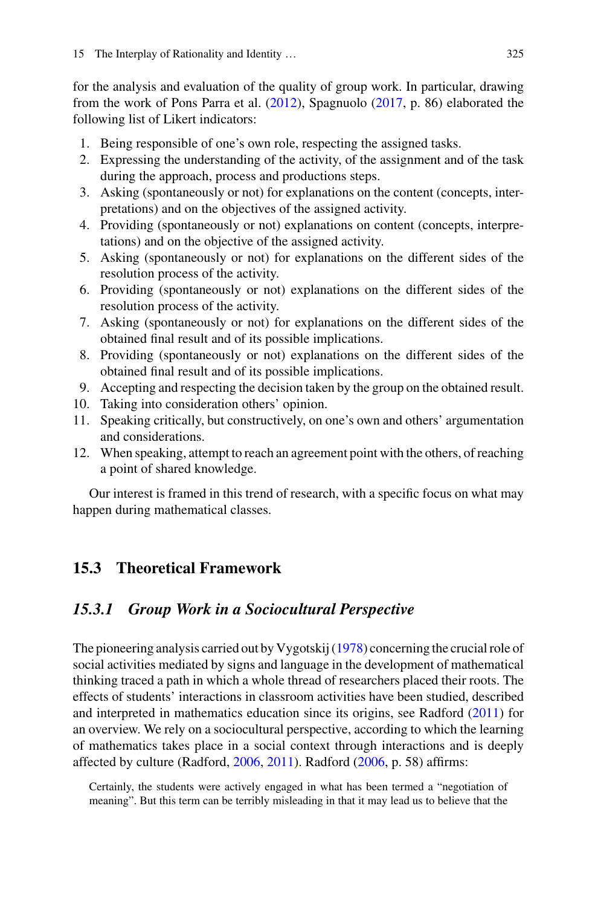for the analysis and evaluation of the quality of group work. In particular, drawing from the work of Pons Parra et al. (2012), Spagnuolo (2017, p. 86) elaborated the following list of Likert indicators:

1. Being responsible of one's own role, respecting the assigned tasks.
2. Expressing the understanding of the activity, of the assignment and of the task during the approach, process and productions steps.
3. Asking (spontaneously or not) for explanations on the content (concepts, interpretations) and on the objectives of the assigned activity.
4. Providing (spontaneously or not) explanations on content (concepts, interpretations) and on the objective of the assigned activity.
5. Asking (spontaneously or not) for explanations on the different sides of the resolution process of the activity.
6. Providing (spontaneously or not) explanations on the different sides of the resolution process of the activity.
7. Asking (spontaneously or not) for explanations on the different sides of the obtained final result and of its possible implications.
8. Providing (spontaneously or not) explanations on the different sides of the obtained final result and of its possible implications.
9. Accepting and respecting the decision taken by the group on the obtained result.
10. Taking into consideration others' opinion.
11. Speaking critically, but constructively, on one's own and others' argumentation and considerations.
12. When speaking, attempt to reach an agreement point with the others, of reaching a point of shared knowledge.

Our interest is framed in this trend of research, with a specific focus on what may happen during mathematical classes.

## 15.3 Theoretical Framework

### *15.3.1 Group Work in a Sociocultural Perspective*

The pioneering analysis carried out by Vygotskij (1978) concerning the crucial role of social activities mediated by signs and language in the development of mathematical thinking traced a path in which a whole thread of researchers placed their roots. The effects of students' interactions in classroom activities have been studied, described and interpreted in mathematics education since its origins, see Radford (2011) for an overview. We rely on a sociocultural perspective, according to which the learning of mathematics takes place in a social context through interactions and is deeply affected by culture (Radford, 2006, 2011). Radford (2006, p. 58) affirms:

> Certainly, the students were actively engaged in what has been termed a "negotiation of meaning". But this term can be terribly misleading in that it may lead us to believe that the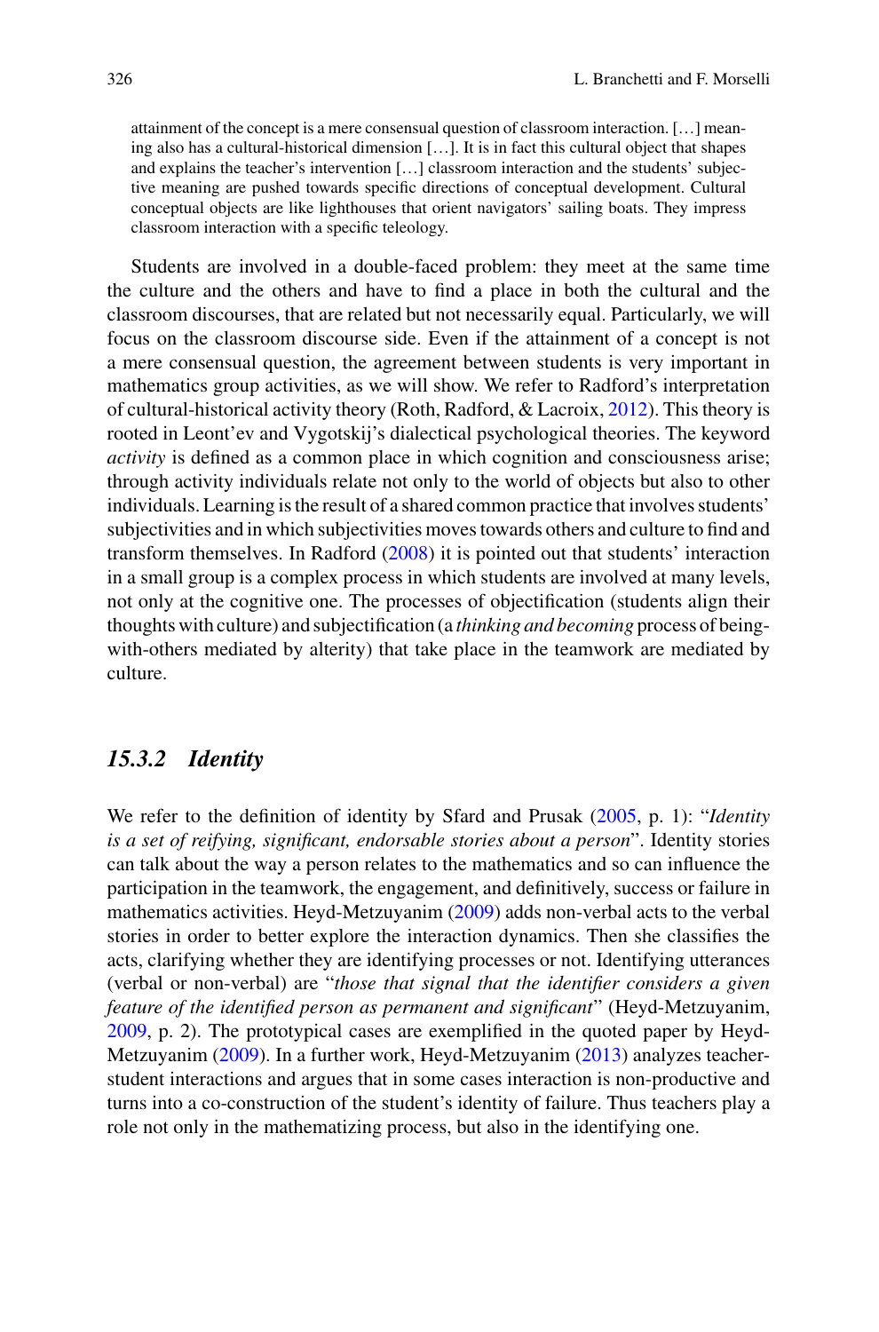> attainment of the concept is a mere consensual question of classroom interaction. […] meaning also has a cultural-historical dimension […]. It is in fact this cultural object that shapes and explains the teacher's intervention […] classroom interaction and the students' subjective meaning are pushed towards specific directions of conceptual development. Cultural conceptual objects are like lighthouses that orient navigators' sailing boats. They impress classroom interaction with a specific teleology.

Students are involved in a double-faced problem: they meet at the same time the culture and the others and have to find a place in both the cultural and the classroom discourses, that are related but not necessarily equal. Particularly, we will focus on the classroom discourse side. Even if the attainment of a concept is not a mere consensual question, the agreement between students is very important in mathematics group activities, as we will show. We refer to Radford's interpretation of cultural-historical activity theory (Roth, Radford, & Lacroix, 2012). This theory is rooted in Leont'ev and Vygotskij's dialectical psychological theories. The keyword *activity* is defined as a common place in which cognition and consciousness arise; through activity individuals relate not only to the world of objects but also to other individuals. Learning is the result of a shared common practice that involves students' subjectivities and in which subjectivities moves towards others and culture to find and transform themselves. In Radford (2008) it is pointed out that students' interaction in a small group is a complex process in which students are involved at many levels, not only at the cognitive one. The processes of objectification (students align their thoughts with culture) and subjectification (a *thinking and becoming* process of being-with-others mediated by alterity) that take place in the teamwork are mediated by culture.

### *15.3.2 Identity*

We refer to the definition of identity by Sfard and Prusak (2005, p. 1): "*Identity is a set of reifying, significant, endorsable stories about a person*". Identity stories can talk about the way a person relates to the mathematics and so can influence the participation in the teamwork, the engagement, and definitively, success or failure in mathematics activities. Heyd-Metzuyanim (2009) adds non-verbal acts to the verbal stories in order to better explore the interaction dynamics. Then she classifies the acts, clarifying whether they are identifying processes or not. Identifying utterances (verbal or non-verbal) are "*those that signal that the identifier considers a given feature of the identified person as permanent and significant*" (Heyd-Metzuyanim, 2009, p. 2). The prototypical cases are exemplified in the quoted paper by Heyd-Metzuyanim (2009). In a further work, Heyd-Metzuyanim (2013) analyzes teacher-student interactions and argues that in some cases interaction is non-productive and turns into a co-construction of the student's identity of failure. Thus teachers play a role not only in the mathematizing process, but also in the identifying one.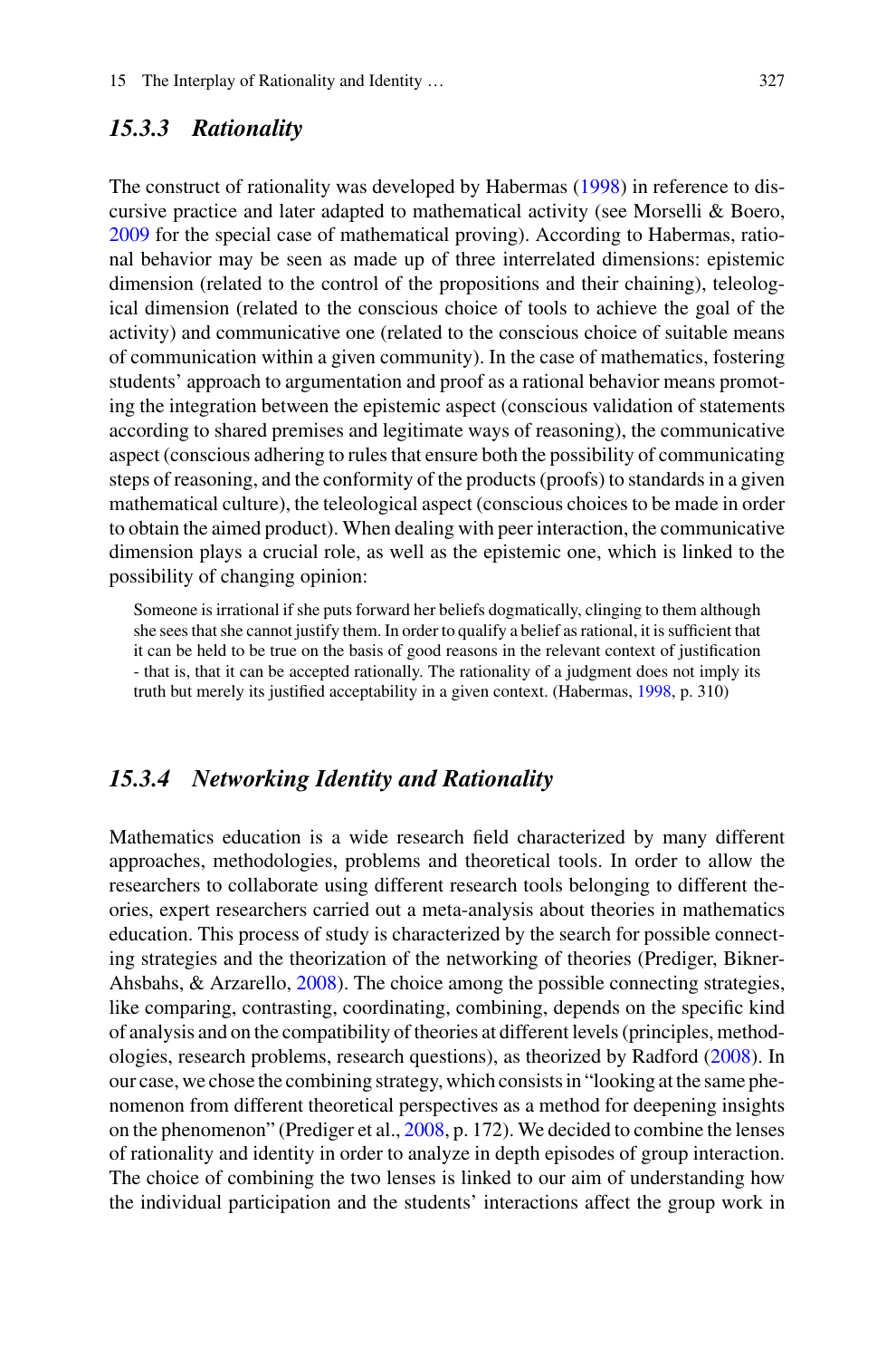### *15.3.3 Rationality*

The construct of rationality was developed by Habermas (1998) in reference to discursive practice and later adapted to mathematical activity (see Morselli & Boero, 2009 for the special case of mathematical proving). According to Habermas, rational behavior may be seen as made up of three interrelated dimensions: epistemic dimension (related to the control of the propositions and their chaining), teleological dimension (related to the conscious choice of tools to achieve the goal of the activity) and communicative one (related to the conscious choice of suitable means of communication within a given community). In the case of mathematics, fostering students' approach to argumentation and proof as a rational behavior means promoting the integration between the epistemic aspect (conscious validation of statements according to shared premises and legitimate ways of reasoning), the communicative aspect (conscious adhering to rules that ensure both the possibility of communicating steps of reasoning, and the conformity of the products (proofs) to standards in a given mathematical culture), the teleological aspect (conscious choices to be made in order to obtain the aimed product). When dealing with peer interaction, the communicative dimension plays a crucial role, as well as the epistemic one, which is linked to the possibility of changing opinion:

> Someone is irrational if she puts forward her beliefs dogmatically, clinging to them although she sees that she cannot justify them. In order to qualify a belief as rational, it is sufficient that it can be held to be true on the basis of good reasons in the relevant context of justification - that is, that it can be accepted rationally. The rationality of a judgment does not imply its truth but merely its justified acceptability in a given context. (Habermas, 1998, p. 310)

### *15.3.4 Networking Identity and Rationality*

Mathematics education is a wide research field characterized by many different approaches, methodologies, problems and theoretical tools. In order to allow the researchers to collaborate using different research tools belonging to different theories, expert researchers carried out a meta-analysis about theories in mathematics education. This process of study is characterized by the search for possible connecting strategies and the theorization of the networking of theories (Prediger, Bikner-Ahsbahs, & Arzarello, 2008). The choice among the possible connecting strategies, like comparing, contrasting, coordinating, combining, depends on the specific kind of analysis and on the compatibility of theories at different levels (principles, methodologies, research problems, research questions), as theorized by Radford (2008). In our case, we chose the combining strategy, which consists in "looking at the same phenomenon from different theoretical perspectives as a method for deepening insights on the phenomenon" (Prediger et al., 2008, p. 172). We decided to combine the lenses of rationality and identity in order to analyze in depth episodes of group interaction. The choice of combining the two lenses is linked to our aim of understanding how the individual participation and the students' interactions affect the group work in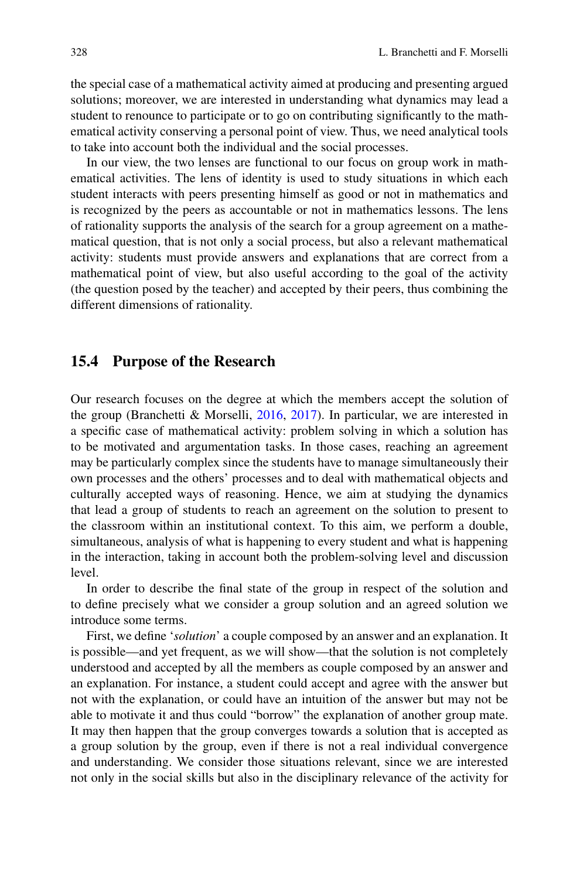the special case of a mathematical activity aimed at producing and presenting argued solutions; moreover, we are interested in understanding what dynamics may lead a student to renounce to participate or to go on contributing significantly to the mathematical activity conserving a personal point of view. Thus, we need analytical tools to take into account both the individual and the social processes.

In our view, the two lenses are functional to our focus on group work in mathematical activities. The lens of identity is used to study situations in which each student interacts with peers presenting himself as good or not in mathematics and is recognized by the peers as accountable or not in mathematics lessons. The lens of rationality supports the analysis of the search for a group agreement on a mathematical question, that is not only a social process, but also a relevant mathematical activity: students must provide answers and explanations that are correct from a mathematical point of view, but also useful according to the goal of the activity (the question posed by the teacher) and accepted by their peers, thus combining the different dimensions of rationality.

## 15.4 Purpose of the Research

Our research focuses on the degree at which the members accept the solution of the group (Branchetti & Morselli, 2016, 2017). In particular, we are interested in a specific case of mathematical activity: problem solving in which a solution has to be motivated and argumentation tasks. In those cases, reaching an agreement may be particularly complex since the students have to manage simultaneously their own processes and the others' processes and to deal with mathematical objects and culturally accepted ways of reasoning. Hence, we aim at studying the dynamics that lead a group of students to reach an agreement on the solution to present to the classroom within an institutional context. To this aim, we perform a double, simultaneous, analysis of what is happening to every student and what is happening in the interaction, taking in account both the problem-solving level and discussion level.

In order to describe the final state of the group in respect of the solution and to define precisely what we consider a group solution and an agreed solution we introduce some terms.

First, we define '*solution*' a couple composed by an answer and an explanation. It is possible—and yet frequent, as we will show—that the solution is not completely understood and accepted by all the members as couple composed by an answer and an explanation. For instance, a student could accept and agree with the answer but not with the explanation, or could have an intuition of the answer but may not be able to motivate it and thus could "borrow" the explanation of another group mate. It may then happen that the group converges towards a solution that is accepted as a group solution by the group, even if there is not a real individual convergence and understanding. We consider those situations relevant, since we are interested not only in the social skills but also in the disciplinary relevance of the activity for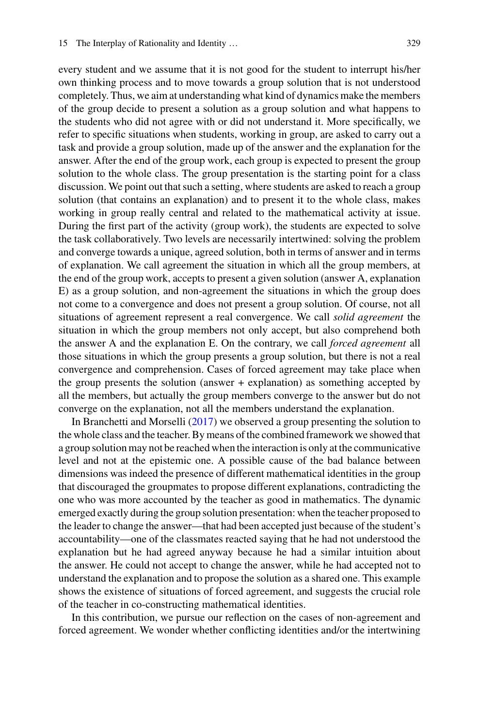every student and we assume that it is not good for the student to interrupt his/her own thinking process and to move towards a group solution that is not understood completely. Thus, we aim at understanding what kind of dynamics make the members of the group decide to present a solution as a group solution and what happens to the students who did not agree with or did not understand it. More specifically, we refer to specific situations when students, working in group, are asked to carry out a task and provide a group solution, made up of the answer and the explanation for the answer. After the end of the group work, each group is expected to present the group solution to the whole class. The group presentation is the starting point for a class discussion. We point out that such a setting, where students are asked to reach a group solution (that contains an explanation) and to present it to the whole class, makes working in group really central and related to the mathematical activity at issue. During the first part of the activity (group work), the students are expected to solve the task collaboratively. Two levels are necessarily intertwined: solving the problem and converge towards a unique, agreed solution, both in terms of answer and in terms of explanation. We call agreement the situation in which all the group members, at the end of the group work, accepts to present a given solution (answer A, explanation E) as a group solution, and non-agreement the situations in which the group does not come to a convergence and does not present a group solution. Of course, not all situations of agreement represent a real convergence. We call *solid agreement* the situation in which the group members not only accept, but also comprehend both the answer A and the explanation E. On the contrary, we call *forced agreement* all those situations in which the group presents a group solution, but there is not a real convergence and comprehension. Cases of forced agreement may take place when the group presents the solution (answer + explanation) as something accepted by all the members, but actually the group members converge to the answer but do not converge on the explanation, not all the members understand the explanation.

In Branchetti and Morselli (2017) we observed a group presenting the solution to the whole class and the teacher. By means of the combined framework we showed that a group solution may not be reached when the interaction is only at the communicative level and not at the epistemic one. A possible cause of the bad balance between dimensions was indeed the presence of different mathematical identities in the group that discouraged the groupmates to propose different explanations, contradicting the one who was more accounted by the teacher as good in mathematics. The dynamic emerged exactly during the group solution presentation: when the teacher proposed to the leader to change the answer—that had been accepted just because of the student's accountability—one of the classmates reacted saying that he had not understood the explanation but he had agreed anyway because he had a similar intuition about the answer. He could not accept to change the answer, while he had accepted not to understand the explanation and to propose the solution as a shared one. This example shows the existence of situations of forced agreement, and suggests the crucial role of the teacher in co-constructing mathematical identities.

In this contribution, we pursue our reflection on the cases of non-agreement and forced agreement. We wonder whether conflicting identities and/or the intertwining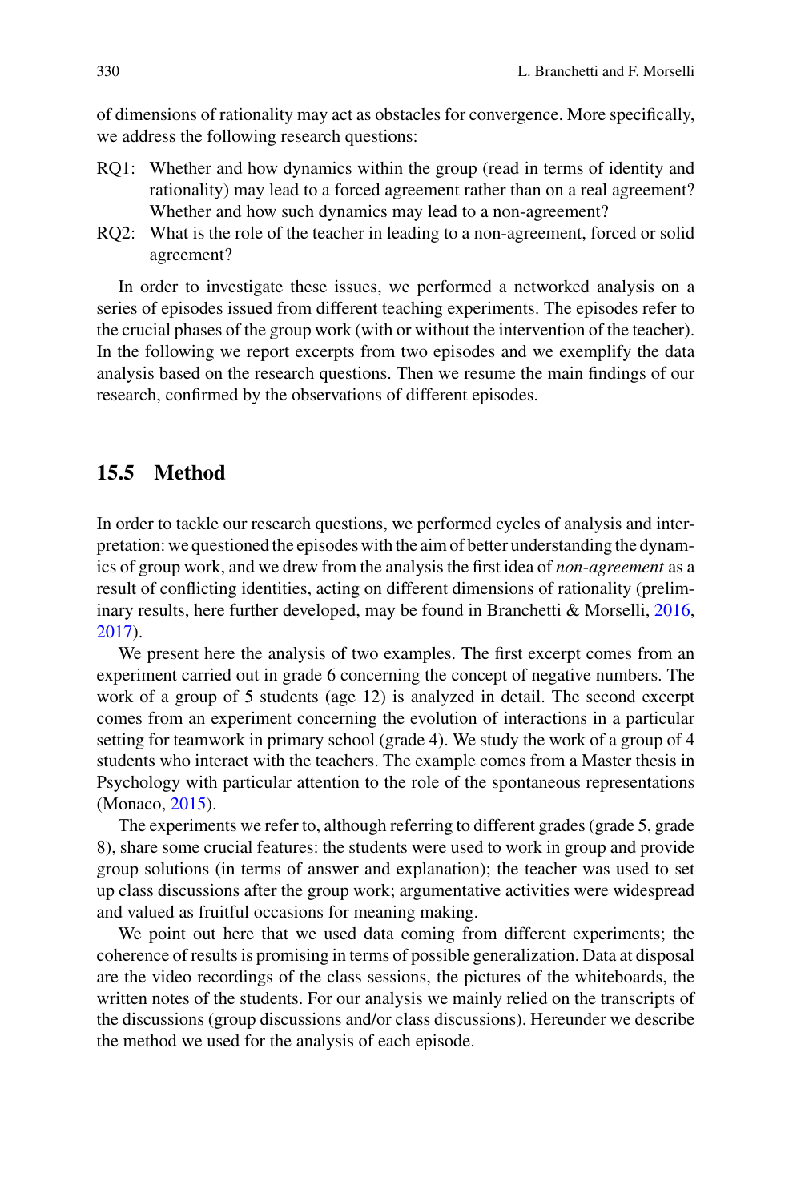of dimensions of rationality may act as obstacles for convergence. More specifically, we address the following research questions:

- RQ1: Whether and how dynamics within the group (read in terms of identity and rationality) may lead to a forced agreement rather than on a real agreement? Whether and how such dynamics may lead to a non-agreement?
- RQ2: What is the role of the teacher in leading to a non-agreement, forced or solid agreement?

In order to investigate these issues, we performed a networked analysis on a series of episodes issued from different teaching experiments. The episodes refer to the crucial phases of the group work (with or without the intervention of the teacher). In the following we report excerpts from two episodes and we exemplify the data analysis based on the research questions. Then we resume the main findings of our research, confirmed by the observations of different episodes.

## 15.5 Method

In order to tackle our research questions, we performed cycles of analysis and interpretation: we questioned the episodes with the aim of better understanding the dynamics of group work, and we drew from the analysis the first idea of *non-agreement* as a result of conflicting identities, acting on different dimensions of rationality (preliminary results, here further developed, may be found in Branchetti & Morselli, 2016, 2017).

We present here the analysis of two examples. The first excerpt comes from an experiment carried out in grade 6 concerning the concept of negative numbers. The work of a group of 5 students (age 12) is analyzed in detail. The second excerpt comes from an experiment concerning the evolution of interactions in a particular setting for teamwork in primary school (grade 4). We study the work of a group of 4 students who interact with the teachers. The example comes from a Master thesis in Psychology with particular attention to the role of the spontaneous representations (Monaco, 2015).

The experiments we refer to, although referring to different grades (grade 5, grade 8), share some crucial features: the students were used to work in group and provide group solutions (in terms of answer and explanation); the teacher was used to set up class discussions after the group work; argumentative activities were widespread and valued as fruitful occasions for meaning making.

We point out here that we used data coming from different experiments; the coherence of results is promising in terms of possible generalization. Data at disposal are the video recordings of the class sessions, the pictures of the whiteboards, the written notes of the students. For our analysis we mainly relied on the transcripts of the discussions (group discussions and/or class discussions). Hereunder we describe the method we used for the analysis of each episode.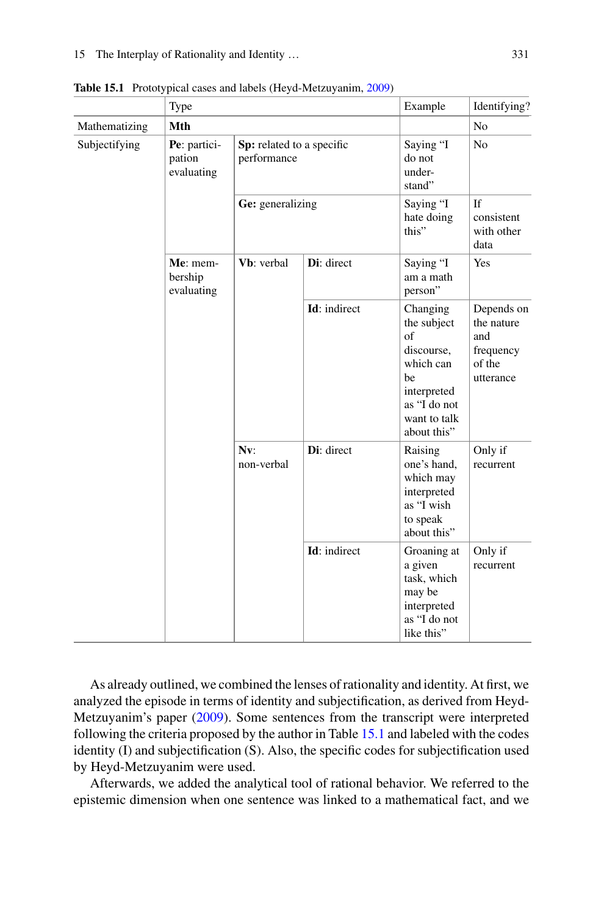Table 15.1 Prototypical cases and labels (Heyd-Metzuyanim, 2009)

| | Type | | | Example | Identifying? |
|---|---|---|---|---|---|
| Mathematizing | **Mth** | | | | No |
| Subjectifying | **Pe**: participation evaluating | **Sp:** related to a specific performance | | Saying "I do not understand" | No |
| | | **Ge:** generalizing | | Saying "I hate doing this" | If consistent with other data |
| | **Me**: membership evaluating | **Vb**: verbal | **Di**: direct | Saying "I am a math person" | Yes |
| | | | **Id**: indirect | Changing the subject of discourse, which can be interpreted as "I do not want to talk about this" | Depends on the nature and frequency of the utterance |
| | | **Nv**: non-verbal | **Di**: direct | Raising one's hand, which may interpreted as "I wish to speak about this" | Only if recurrent |
| | | | **Id**: indirect | Groaning at a given task, which may be interpreted as "I do not like this" | Only if recurrent |

As already outlined, we combined the lenses of rationality and identity. At first, we analyzed the episode in terms of identity and subjectification, as derived from Heyd-Metzuyanim's paper (2009). Some sentences from the transcript were interpreted following the criteria proposed by the author in Table 15.1 and labeled with the codes identity (I) and subjectification (S). Also, the specific codes for subjectification used by Heyd-Metzuyanim were used.

Afterwards, we added the analytical tool of rational behavior. We referred to the epistemic dimension when one sentence was linked to a mathematical fact, and we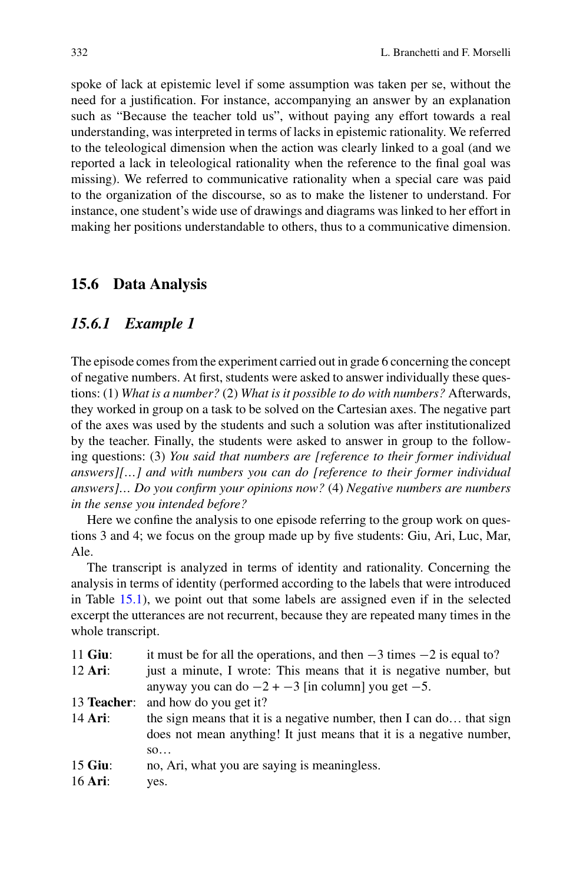spoke of lack at epistemic level if some assumption was taken per se, without the need for a justification. For instance, accompanying an answer by an explanation such as "Because the teacher told us", without paying any effort towards a real understanding, was interpreted in terms of lacks in epistemic rationality. We referred to the teleological dimension when the action was clearly linked to a goal (and we reported a lack in teleological rationality when the reference to the final goal was missing). We referred to communicative rationality when a special care was paid to the organization of the discourse, so as to make the listener to understand. For instance, one student's wide use of drawings and diagrams was linked to her effort in making her positions understandable to others, thus to a communicative dimension.

## 15.6 Data Analysis

### *15.6.1 Example 1*

The episode comes from the experiment carried out in grade 6 concerning the concept of negative numbers. At first, students were asked to answer individually these questions: (1) *What is a number?* (2) *What is it possible to do with numbers?* Afterwards, they worked in group on a task to be solved on the Cartesian axes. The negative part of the axes was used by the students and such a solution was after institutionalized by the teacher. Finally, the students were asked to answer in group to the following questions: (3) *You said that numbers are [reference to their former individual answers][…] and with numbers you can do [reference to their former individual answers]… Do you confirm your opinions now?* (4) *Negative numbers are numbers in the sense you intended before?*

Here we confine the analysis to one episode referring to the group work on questions 3 and 4; we focus on the group made up by five students: Giu, Ari, Luc, Mar, Ale.

The transcript is analyzed in terms of identity and rationality. Concerning the analysis in terms of identity (performed according to the labels that were introduced in Table 15.1), we point out that some labels are assigned even if in the selected excerpt the utterances are not recurrent, because they are repeated many times in the whole transcript.

11 **Giu**: it must be for all the operations, and then $-3$ times $-2$ is equal to?

12 **Ari**: just a minute, I wrote: This means that it is negative number, but anyway you can do $-2 + -3$ [in column] you get $-5$.

13 **Teacher**: and how do you get it?

14 **Ari**: the sign means that it is a negative number, then I can do… that sign does not mean anything! It just means that it is a negative number, so…

15 **Giu**: no, Ari, what you are saying is meaningless.

16 **Ari**: yes.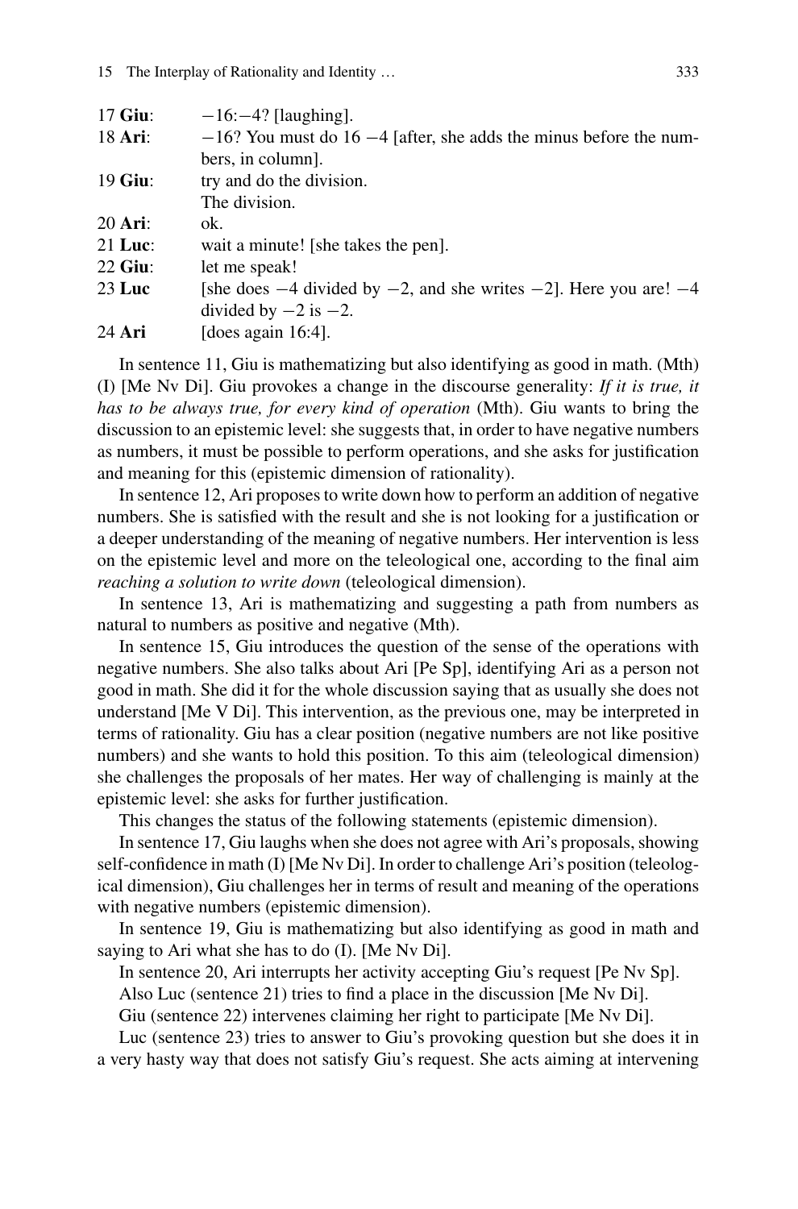| | |
|---|---|
| 17 **Giu**: | $-16$:$-4$? [laughing]. |
| 18 **Ari**: | $-16$? You must do 16 $-4$ [after, she adds the minus before the numbers, in column]. |
| 19 **Giu**: | try and do the division.<br>The division. |
| 20 **Ari**: | ok. |
| 21 **Luc**: | wait a minute! [she takes the pen]. |
| 22 **Giu**: | let me speak! |
| 23 **Luc** | [she does $-4$ divided by $-2$, and she writes $-2$]. Here you are! $-4$ divided by $-2$ is $-2$. |
| 24 **Ari** | [does again 16:4]. |

In sentence 11, Giu is mathematizing but also identifying as good in math. (Mth) (I) [Me Nv Di]. Giu provokes a change in the discourse generality: *If it is true, it has to be always true, for every kind of operation* (Mth). Giu wants to bring the discussion to an epistemic level: she suggests that, in order to have negative numbers as numbers, it must be possible to perform operations, and she asks for justification and meaning for this (epistemic dimension of rationality).

In sentence 12, Ari proposes to write down how to perform an addition of negative numbers. She is satisfied with the result and she is not looking for a justification or a deeper understanding of the meaning of negative numbers. Her intervention is less on the epistemic level and more on the teleological one, according to the final aim *reaching a solution to write down* (teleological dimension).

In sentence 13, Ari is mathematizing and suggesting a path from numbers as natural to numbers as positive and negative (Mth).

In sentence 15, Giu introduces the question of the sense of the operations with negative numbers. She also talks about Ari [Pe Sp], identifying Ari as a person not good in math. She did it for the whole discussion saying that as usually she does not understand [Me V Di]. This intervention, as the previous one, may be interpreted in terms of rationality. Giu has a clear position (negative numbers are not like positive numbers) and she wants to hold this position. To this aim (teleological dimension) she challenges the proposals of her mates. Her way of challenging is mainly at the epistemic level: she asks for further justification.

This changes the status of the following statements (epistemic dimension).

In sentence 17, Giu laughs when she does not agree with Ari's proposals, showing self-confidence in math (I) [Me Nv Di]. In order to challenge Ari's position (teleological dimension), Giu challenges her in terms of result and meaning of the operations with negative numbers (epistemic dimension).

In sentence 19, Giu is mathematizing but also identifying as good in math and saying to Ari what she has to do (I). [Me Nv Di].

In sentence 20, Ari interrupts her activity accepting Giu's request [Pe Nv Sp].

Also Luc (sentence 21) tries to find a place in the discussion [Me Nv Di].

Giu (sentence 22) intervenes claiming her right to participate [Me Nv Di].

Luc (sentence 23) tries to answer to Giu's provoking question but she does it in a very hasty way that does not satisfy Giu's request. She acts aiming at intervening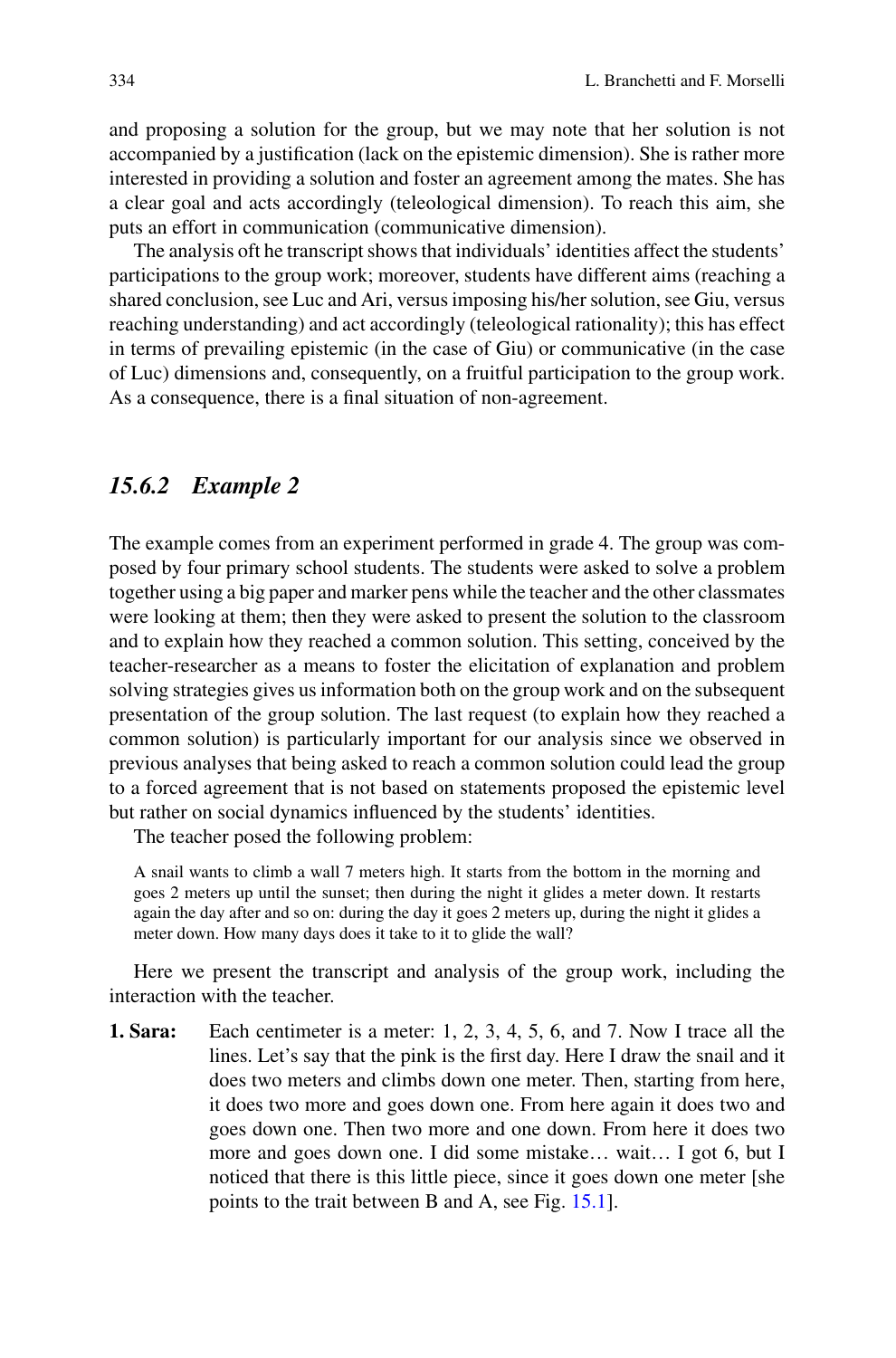and proposing a solution for the group, but we may note that her solution is not accompanied by a justification (lack on the epistemic dimension). She is rather more interested in providing a solution and foster an agreement among the mates. She has a clear goal and acts accordingly (teleological dimension). To reach this aim, she puts an effort in communication (communicative dimension).

The analysis oft he transcript shows that individuals' identities affect the students' participations to the group work; moreover, students have different aims (reaching a shared conclusion, see Luc and Ari, versus imposing his/her solution, see Giu, versus reaching understanding) and act accordingly (teleological rationality); this has effect in terms of prevailing epistemic (in the case of Giu) or communicative (in the case of Luc) dimensions and, consequently, on a fruitful participation to the group work. As a consequence, there is a final situation of non-agreement.

### *15.6.2 Example 2*

The example comes from an experiment performed in grade 4. The group was composed by four primary school students. The students were asked to solve a problem together using a big paper and marker pens while the teacher and the other classmates were looking at them; then they were asked to present the solution to the classroom and to explain how they reached a common solution. This setting, conceived by the teacher-researcher as a means to foster the elicitation of explanation and problem solving strategies gives us information both on the group work and on the subsequent presentation of the group solution. The last request (to explain how they reached a common solution) is particularly important for our analysis since we observed in previous analyses that being asked to reach a common solution could lead the group to a forced agreement that is not based on statements proposed the epistemic level but rather on social dynamics influenced by the students' identities.

The teacher posed the following problem:

> A snail wants to climb a wall 7 meters high. It starts from the bottom in the morning and goes 2 meters up until the sunset; then during the night it glides a meter down. It restarts again the day after and so on: during the day it goes 2 meters up, during the night it glides a meter down. How many days does it take to it to glide the wall?

Here we present the transcript and analysis of the group work, including the interaction with the teacher.

**1. Sara:** Each centimeter is a meter: 1, 2, 3, 4, 5, 6, and 7. Now I trace all the lines. Let's say that the pink is the first day. Here I draw the snail and it does two meters and climbs down one meter. Then, starting from here, it does two more and goes down one. From here again it does two and goes down one. Then two more and one down. From here it does two more and goes down one. I did some mistake… wait… I got 6, but I noticed that there is this little piece, since it goes down one meter [she points to the trait between B and A, see Fig. 15.1].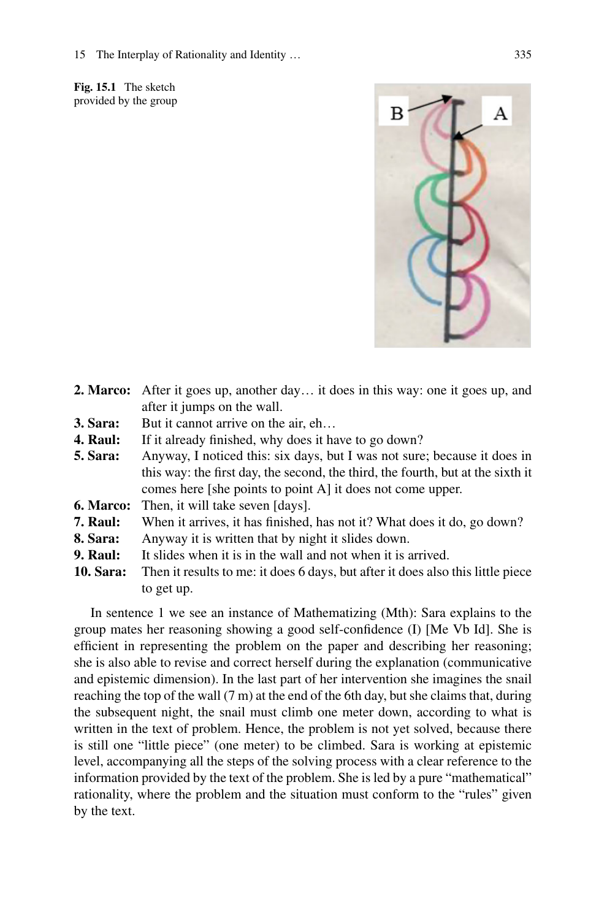Fig. 15.1 The sketch provided by the group

**2. Marco:** After it goes up, another day… it does in this way: one it goes up, and after it jumps on the wall.

**3. Sara:** But it cannot arrive on the air, eh…

**4. Raul:** If it already finished, why does it have to go down?

**5. Sara:** Anyway, I noticed this: six days, but I was not sure; because it does in this way: the first day, the second, the third, the fourth, but at the sixth it comes here [she points to point A] it does not come upper.

**6. Marco:** Then, it will take seven [days].

**7. Raul:** When it arrives, it has finished, has not it? What does it do, go down?

**8. Sara:** Anyway it is written that by night it slides down.

**9. Raul:** It slides when it is in the wall and not when it is arrived.

**10. Sara:** Then it results to me: it does 6 days, but after it does also this little piece to get up.

In sentence 1 we see an instance of Mathematizing (Mth): Sara explains to the group mates her reasoning showing a good self-confidence (I) [Me Vb Id]. She is efficient in representing the problem on the paper and describing her reasoning; she is also able to revise and correct herself during the explanation (communicative and epistemic dimension). In the last part of her intervention she imagines the snail reaching the top of the wall (7 m) at the end of the 6th day, but she claims that, during the subsequent night, the snail must climb one meter down, according to what is written in the text of problem. Hence, the problem is not yet solved, because there is still one "little piece" (one meter) to be climbed. Sara is working at epistemic level, accompanying all the steps of the solving process with a clear reference to the information provided by the text of the problem. She is led by a pure "mathematical" rationality, where the problem and the situation must conform to the "rules" given by the text.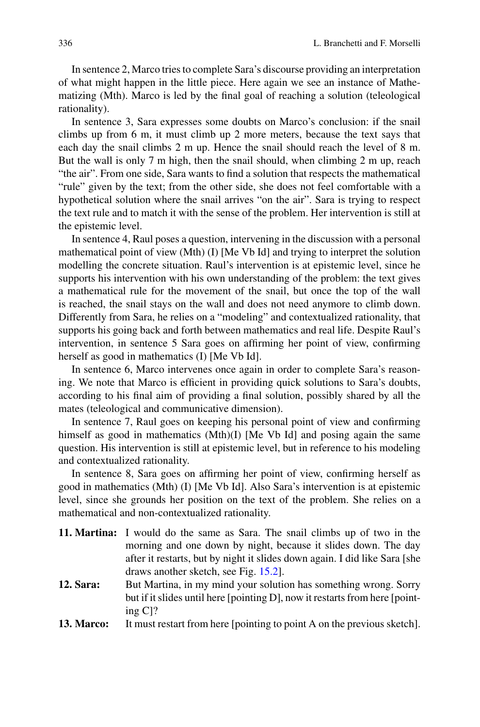In sentence 2, Marco tries to complete Sara's discourse providing an interpretation of what might happen in the little piece. Here again we see an instance of Mathematizing (Mth). Marco is led by the final goal of reaching a solution (teleological rationality).

In sentence 3, Sara expresses some doubts on Marco's conclusion: if the snail climbs up from 6 m, it must climb up 2 more meters, because the text says that each day the snail climbs 2 m up. Hence the snail should reach the level of 8 m. But the wall is only 7 m high, then the snail should, when climbing 2 m up, reach "the air". From one side, Sara wants to find a solution that respects the mathematical "rule" given by the text; from the other side, she does not feel comfortable with a hypothetical solution where the snail arrives "on the air". Sara is trying to respect the text rule and to match it with the sense of the problem. Her intervention is still at the epistemic level.

In sentence 4, Raul poses a question, intervening in the discussion with a personal mathematical point of view (Mth) (I) [Me Vb Id] and trying to interpret the solution modelling the concrete situation. Raul's intervention is at epistemic level, since he supports his intervention with his own understanding of the problem: the text gives a mathematical rule for the movement of the snail, but once the top of the wall is reached, the snail stays on the wall and does not need anymore to climb down. Differently from Sara, he relies on a "modeling" and contextualized rationality, that supports his going back and forth between mathematics and real life. Despite Raul's intervention, in sentence 5 Sara goes on affirming her point of view, confirming herself as good in mathematics (I) [Me Vb Id].

In sentence 6, Marco intervenes once again in order to complete Sara's reasoning. We note that Marco is efficient in providing quick solutions to Sara's doubts, according to his final aim of providing a final solution, possibly shared by all the mates (teleological and communicative dimension).

In sentence 7, Raul goes on keeping his personal point of view and confirming himself as good in mathematics (Mth)(I) [Me Vb Id] and posing again the same question. His intervention is still at epistemic level, but in reference to his modeling and contextualized rationality.

In sentence 8, Sara goes on affirming her point of view, confirming herself as good in mathematics (Mth) (I) [Me Vb Id]. Also Sara's intervention is at epistemic level, since she grounds her position on the text of the problem. She relies on a mathematical and non-contextualized rationality.

**11. Martina:** I would do the same as Sara. The snail climbs up of two in the morning and one down by night, because it slides down. The day after it restarts, but by night it slides down again. I did like Sara [she draws another sketch, see Fig. 15.2].

**12. Sara:** But Martina, in my mind your solution has something wrong. Sorry but if it slides until here [pointing D], now it restarts from here [pointing C]?

**13. Marco:** It must restart from here [pointing to point A on the previous sketch].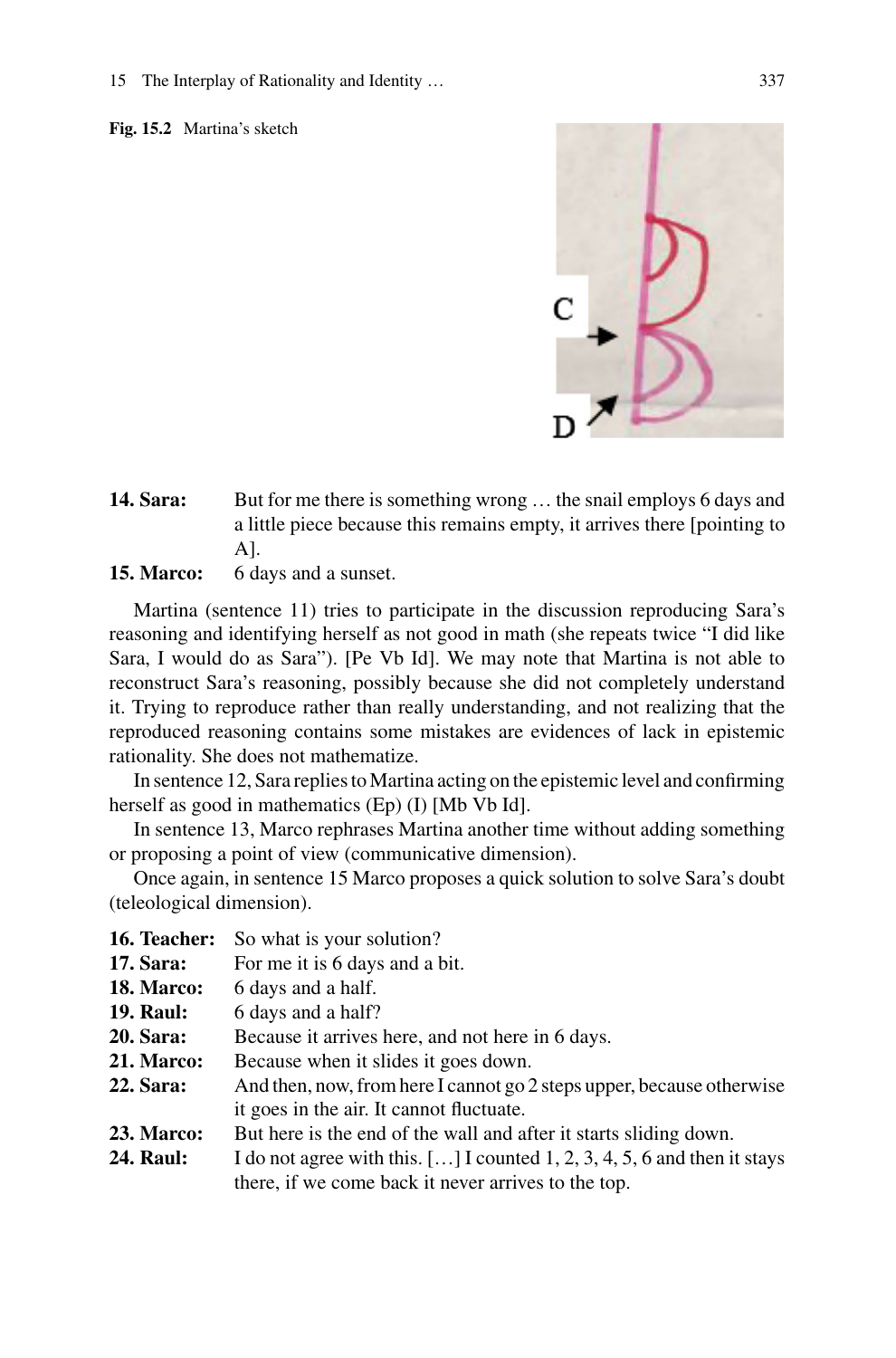**Fig. 15.2** Martina's sketch

**14. Sara:** But for me there is something wrong … the snail employs 6 days and a little piece because this remains empty, it arrives there [pointing to A].

**15. Marco:** 6 days and a sunset.

Martina (sentence 11) tries to participate in the discussion reproducing Sara's reasoning and identifying herself as not good in math (she repeats twice "I did like Sara, I would do as Sara"). [Pe Vb Id]. We may note that Martina is not able to reconstruct Sara's reasoning, possibly because she did not completely understand it. Trying to reproduce rather than really understanding, and not realizing that the reproduced reasoning contains some mistakes are evidences of lack in epistemic rationality. She does not mathematize.

In sentence 12, Sara replies to Martina acting on the epistemic level and confirming herself as good in mathematics (Ep) (I) [Mb Vb Id].

In sentence 13, Marco rephrases Martina another time without adding something or proposing a point of view (communicative dimension).

Once again, in sentence 15 Marco proposes a quick solution to solve Sara's doubt (teleological dimension).

**16. Teacher:** So what is your solution?

**17. Sara:** For me it is 6 days and a bit.

**18. Marco:** 6 days and a half.

**19. Raul:** 6 days and a half?

**20. Sara:** Because it arrives here, and not here in 6 days.

**21. Marco:** Because when it slides it goes down.

**22. Sara:** And then, now, from here I cannot go 2 steps upper, because otherwise it goes in the air. It cannot fluctuate.

**23. Marco:** But here is the end of the wall and after it starts sliding down.

**24. Raul:** I do not agree with this. […] I counted 1, 2, 3, 4, 5, 6 and then it stays there, if we come back it never arrives to the top.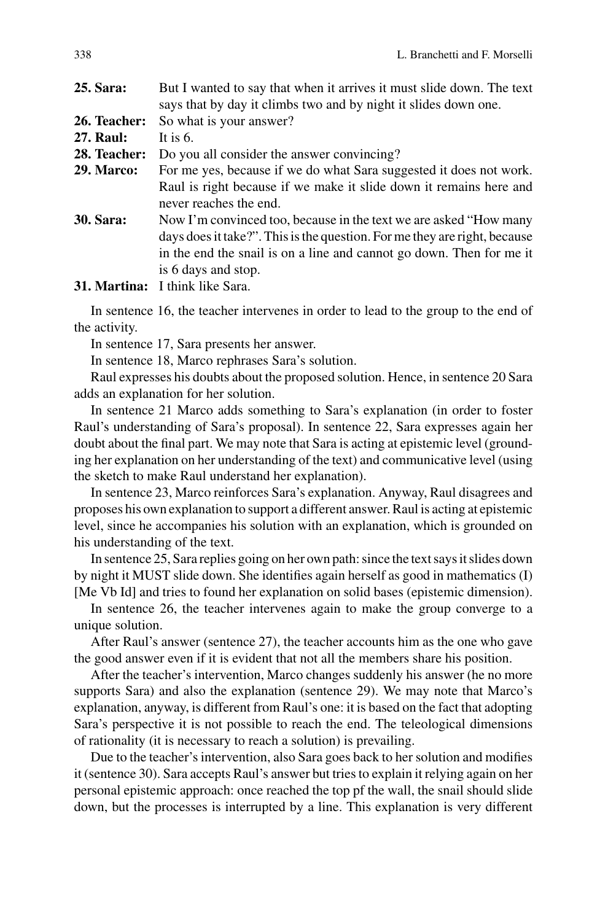**25. Sara:** But I wanted to say that when it arrives it must slide down. The text says that by day it climbs two and by night it slides down one.

**26. Teacher:** So what is your answer?

**27. Raul:** It is 6.

**28. Teacher:** Do you all consider the answer convincing?

**29. Marco:** For me yes, because if we do what Sara suggested it does not work. Raul is right because if we make it slide down it remains here and never reaches the end.

**30. Sara:** Now I'm convinced too, because in the text we are asked "How many days does it take?". This is the question. For me they are right, because in the end the snail is on a line and cannot go down. Then for me it is 6 days and stop.

**31. Martina:** I think like Sara.

In sentence 16, the teacher intervenes in order to lead to the group to the end of the activity.

In sentence 17, Sara presents her answer.

In sentence 18, Marco rephrases Sara's solution.

Raul expresses his doubts about the proposed solution. Hence, in sentence 20 Sara adds an explanation for her solution.

In sentence 21 Marco adds something to Sara's explanation (in order to foster Raul's understanding of Sara's proposal). In sentence 22, Sara expresses again her doubt about the final part. We may note that Sara is acting at epistemic level (grounding her explanation on her understanding of the text) and communicative level (using the sketch to make Raul understand her explanation).

In sentence 23, Marco reinforces Sara's explanation. Anyway, Raul disagrees and proposes his own explanation to support a different answer. Raul is acting at epistemic level, since he accompanies his solution with an explanation, which is grounded on his understanding of the text.

In sentence 25, Sara replies going on her own path: since the text says it slides down by night it MUST slide down. She identifies again herself as good in mathematics (I) [Me Vb Id] and tries to found her explanation on solid bases (epistemic dimension).

In sentence 26, the teacher intervenes again to make the group converge to a unique solution.

After Raul's answer (sentence 27), the teacher accounts him as the one who gave the good answer even if it is evident that not all the members share his position.

After the teacher's intervention, Marco changes suddenly his answer (he no more supports Sara) and also the explanation (sentence 29). We may note that Marco's explanation, anyway, is different from Raul's one: it is based on the fact that adopting Sara's perspective it is not possible to reach the end. The teleological dimensions of rationality (it is necessary to reach a solution) is prevailing.

Due to the teacher's intervention, also Sara goes back to her solution and modifies it (sentence 30). Sara accepts Raul's answer but tries to explain it relying again on her personal epistemic approach: once reached the top pf the wall, the snail should slide down, but the processes is interrupted by a line. This explanation is very different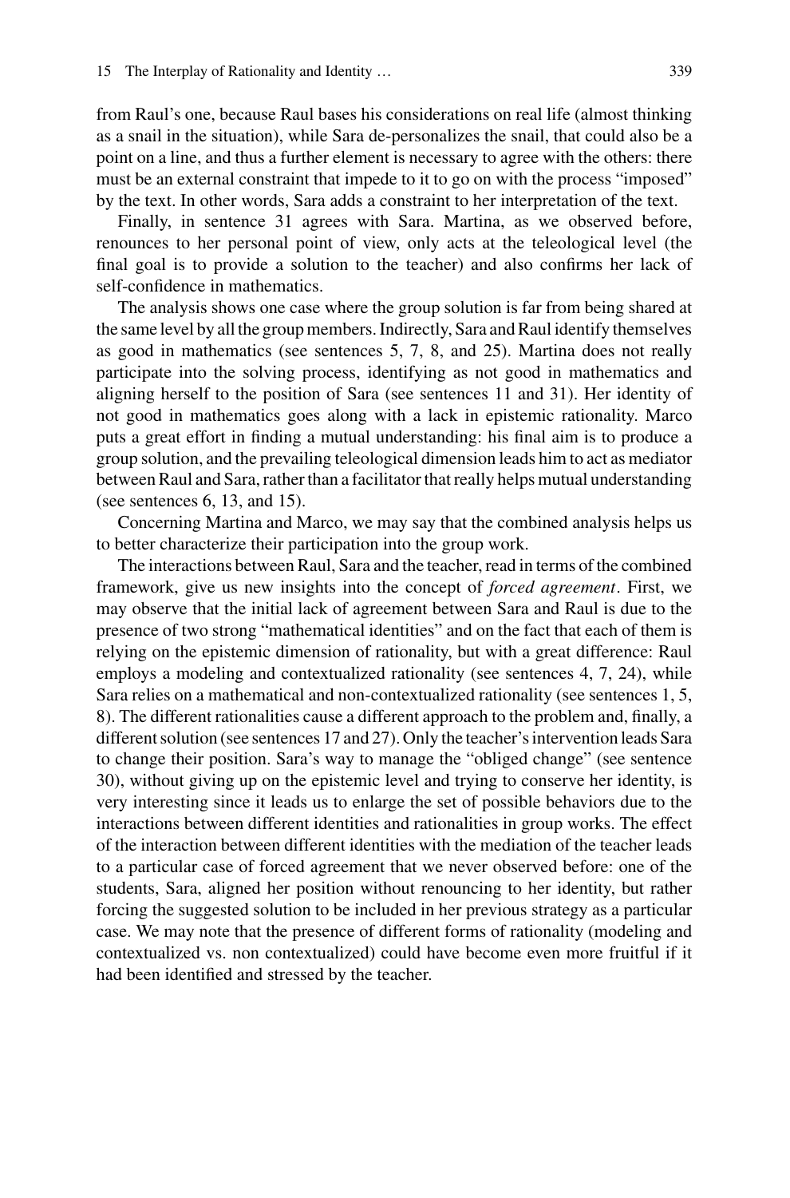from Raul's one, because Raul bases his considerations on real life (almost thinking as a snail in the situation), while Sara de-personalizes the snail, that could also be a point on a line, and thus a further element is necessary to agree with the others: there must be an external constraint that impede to it to go on with the process "imposed" by the text. In other words, Sara adds a constraint to her interpretation of the text.

Finally, in sentence 31 agrees with Sara. Martina, as we observed before, renounces to her personal point of view, only acts at the teleological level (the final goal is to provide a solution to the teacher) and also confirms her lack of self-confidence in mathematics.

The analysis shows one case where the group solution is far from being shared at the same level by all the group members. Indirectly, Sara and Raul identify themselves as good in mathematics (see sentences 5, 7, 8, and 25). Martina does not really participate into the solving process, identifying as not good in mathematics and aligning herself to the position of Sara (see sentences 11 and 31). Her identity of not good in mathematics goes along with a lack in epistemic rationality. Marco puts a great effort in finding a mutual understanding: his final aim is to produce a group solution, and the prevailing teleological dimension leads him to act as mediator between Raul and Sara, rather than a facilitator that really helps mutual understanding (see sentences 6, 13, and 15).

Concerning Martina and Marco, we may say that the combined analysis helps us to better characterize their participation into the group work.

The interactions between Raul, Sara and the teacher, read in terms of the combined framework, give us new insights into the concept of *forced agreement*. First, we may observe that the initial lack of agreement between Sara and Raul is due to the presence of two strong "mathematical identities" and on the fact that each of them is relying on the epistemic dimension of rationality, but with a great difference: Raul employs a modeling and contextualized rationality (see sentences 4, 7, 24), while Sara relies on a mathematical and non-contextualized rationality (see sentences 1, 5, 8). The different rationalities cause a different approach to the problem and, finally, a different solution (see sentences 17 and 27). Only the teacher's intervention leads Sara to change their position. Sara's way to manage the "obliged change" (see sentence 30), without giving up on the epistemic level and trying to conserve her identity, is very interesting since it leads us to enlarge the set of possible behaviors due to the interactions between different identities and rationalities in group works. The effect of the interaction between different identities with the mediation of the teacher leads to a particular case of forced agreement that we never observed before: one of the students, Sara, aligned her position without renouncing to her identity, but rather forcing the suggested solution to be included in her previous strategy as a particular case. We may note that the presence of different forms of rationality (modeling and contextualized vs. non contextualized) could have become even more fruitful if it had been identified and stressed by the teacher.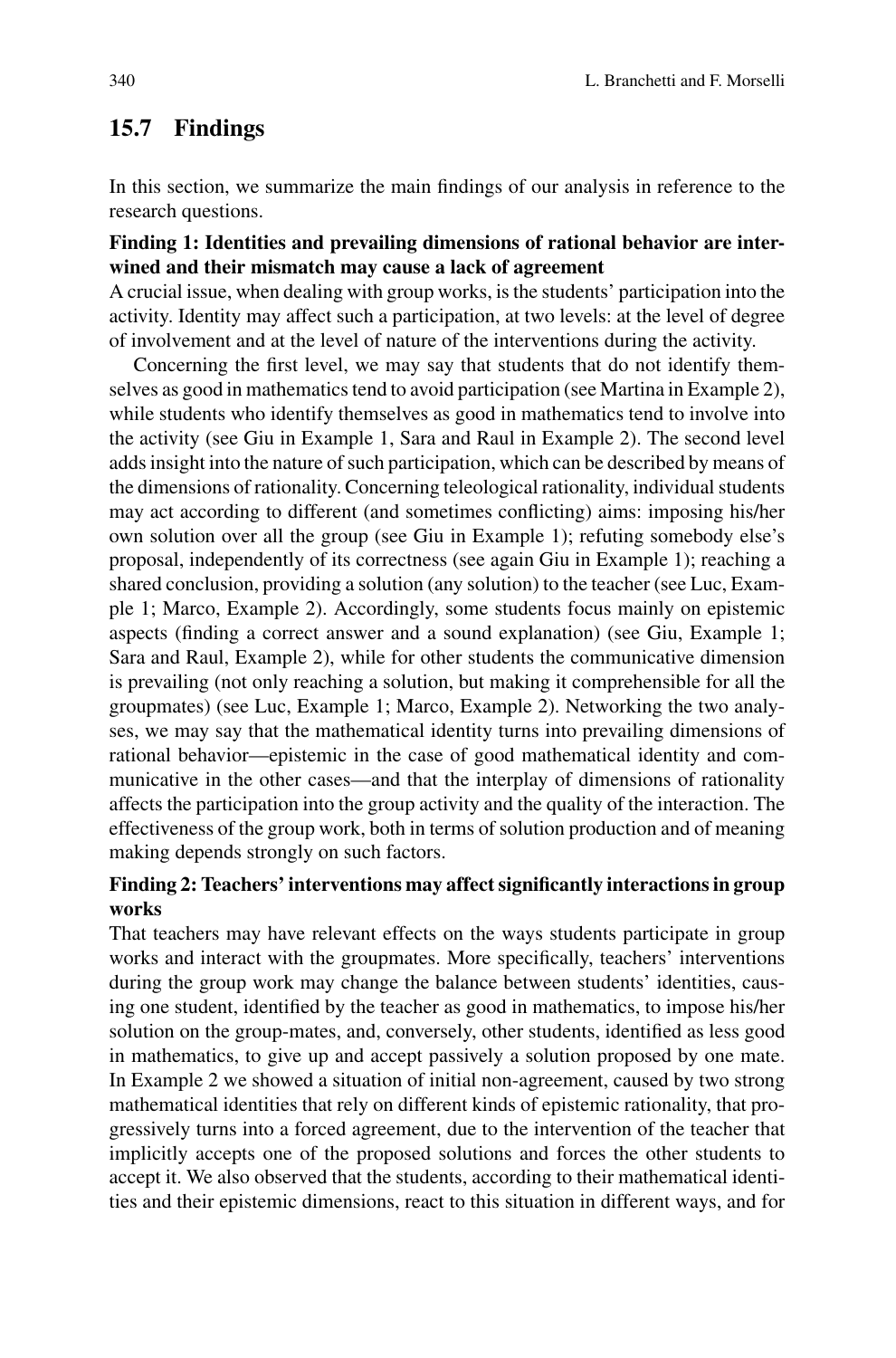## 15.7 Findings

In this section, we summarize the main findings of our analysis in reference to the research questions.

**Finding 1: Identities and prevailing dimensions of rational behavior are interwined and their mismatch may cause a lack of agreement**

A crucial issue, when dealing with group works, is the students' participation into the activity. Identity may affect such a participation, at two levels: at the level of degree of involvement and at the level of nature of the interventions during the activity.

Concerning the first level, we may say that students that do not identify themselves as good in mathematics tend to avoid participation (see Martina in Example 2), while students who identify themselves as good in mathematics tend to involve into the activity (see Giu in Example 1, Sara and Raul in Example 2). The second level adds insight into the nature of such participation, which can be described by means of the dimensions of rationality. Concerning teleological rationality, individual students may act according to different (and sometimes conflicting) aims: imposing his/her own solution over all the group (see Giu in Example 1); refuting somebody else's proposal, independently of its correctness (see again Giu in Example 1); reaching a shared conclusion, providing a solution (any solution) to the teacher (see Luc, Example 1; Marco, Example 2). Accordingly, some students focus mainly on epistemic aspects (finding a correct answer and a sound explanation) (see Giu, Example 1; Sara and Raul, Example 2), while for other students the communicative dimension is prevailing (not only reaching a solution, but making it comprehensible for all the groupmates) (see Luc, Example 1; Marco, Example 2). Networking the two analyses, we may say that the mathematical identity turns into prevailing dimensions of rational behavior—epistemic in the case of good mathematical identity and communicative in the other cases—and that the interplay of dimensions of rationality affects the participation into the group activity and the quality of the interaction. The effectiveness of the group work, both in terms of solution production and of meaning making depends strongly on such factors.

**Finding 2: Teachers' interventions may affect significantly interactions in group works**

That teachers may have relevant effects on the ways students participate in group works and interact with the groupmates. More specifically, teachers' interventions during the group work may change the balance between students' identities, causing one student, identified by the teacher as good in mathematics, to impose his/her solution on the group-mates, and, conversely, other students, identified as less good in mathematics, to give up and accept passively a solution proposed by one mate. In Example 2 we showed a situation of initial non-agreement, caused by two strong mathematical identities that rely on different kinds of epistemic rationality, that progressively turns into a forced agreement, due to the intervention of the teacher that implicitly accepts one of the proposed solutions and forces the other students to accept it. We also observed that the students, according to their mathematical identities and their epistemic dimensions, react to this situation in different ways, and for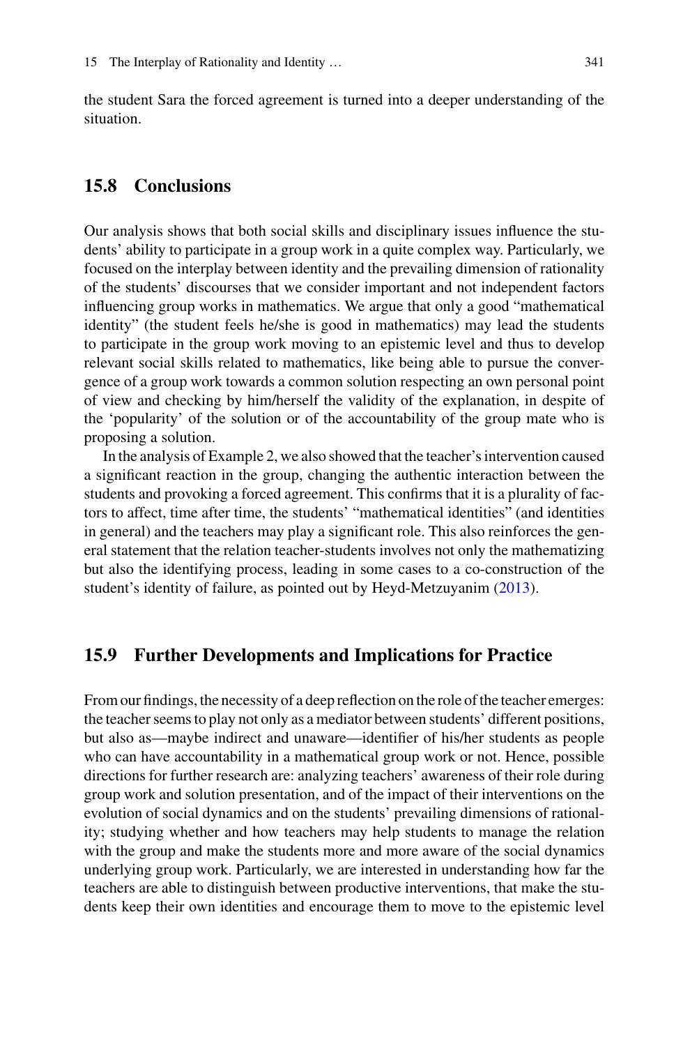the student Sara the forced agreement is turned into a deeper understanding of the situation.

## 15.8 Conclusions

Our analysis shows that both social skills and disciplinary issues influence the students' ability to participate in a group work in a quite complex way. Particularly, we focused on the interplay between identity and the prevailing dimension of rationality of the students' discourses that we consider important and not independent factors influencing group works in mathematics. We argue that only a good "mathematical identity" (the student feels he/she is good in mathematics) may lead the students to participate in the group work moving to an epistemic level and thus to develop relevant social skills related to mathematics, like being able to pursue the convergence of a group work towards a common solution respecting an own personal point of view and checking by him/herself the validity of the explanation, in despite of the 'popularity' of the solution or of the accountability of the group mate who is proposing a solution.

In the analysis of Example 2, we also showed that the teacher's intervention caused a significant reaction in the group, changing the authentic interaction between the students and provoking a forced agreement. This confirms that it is a plurality of factors to affect, time after time, the students' "mathematical identities" (and identities in general) and the teachers may play a significant role. This also reinforces the general statement that the relation teacher-students involves not only the mathematizing but also the identifying process, leading in some cases to a co-construction of the student's identity of failure, as pointed out by Heyd-Metzuyanim (2013).

## 15.9 Further Developments and Implications for Practice

From our findings, the necessity of a deep reflection on the role of the teacher emerges: the teacher seems to play not only as a mediator between students' different positions, but also as—maybe indirect and unaware—identifier of his/her students as people who can have accountability in a mathematical group work or not. Hence, possible directions for further research are: analyzing teachers' awareness of their role during group work and solution presentation, and of the impact of their interventions on the evolution of social dynamics and on the students' prevailing dimensions of rationality; studying whether and how teachers may help students to manage the relation with the group and make the students more and more aware of the social dynamics underlying group work. Particularly, we are interested in understanding how far the teachers are able to distinguish between productive interventions, that make the students keep their own identities and encourage them to move to the epistemic level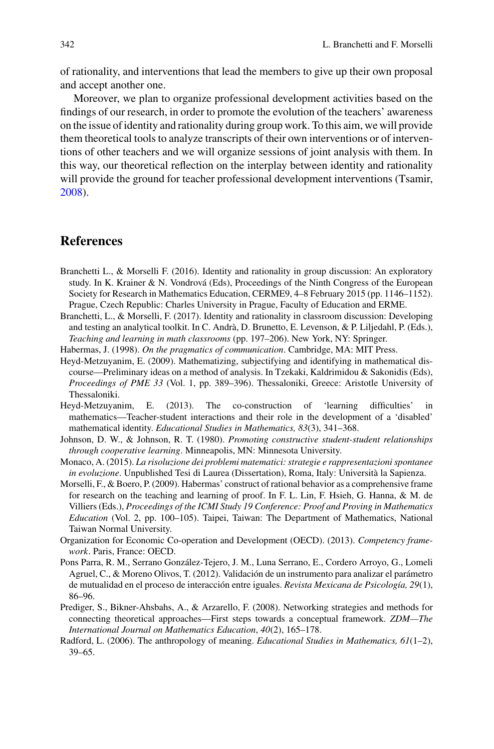of rationality, and interventions that lead the members to give up their own proposal and accept another one.

Moreover, we plan to organize professional development activities based on the findings of our research, in order to promote the evolution of the teachers' awareness on the issue of identity and rationality during group work. To this aim, we will provide them theoretical tools to analyze transcripts of their own interventions or of interventions of other teachers and we will organize sessions of joint analysis with them. In this way, our theoretical reflection on the interplay between identity and rationality will provide the ground for teacher professional development interventions (Tsamir, 2008).

## References

Branchetti L., & Morselli F. (2016). Identity and rationality in group discussion: An exploratory study. In K. Krainer & N. Vondrová (Eds), Proceedings of the Ninth Congress of the European Society for Research in Mathematics Education, CERME9, 4–8 February 2015 (pp. 1146–1152). Prague, Czech Republic: Charles University in Prague, Faculty of Education and ERME.

Branchetti, L., & Morselli, F. (2017). Identity and rationality in classroom discussion: Developing and testing an analytical toolkit. In C. Andrà, D. Brunetto, E. Levenson, & P. Liljedahl, P. (Eds.), *Teaching and learning in math classrooms* (pp. 197–206). New York, NY: Springer.

Habermas, J. (1998). *On the pragmatics of communication*. Cambridge, MA: MIT Press.

Heyd-Metzuyanim, E. (2009). Mathematizing, subjectifying and identifying in mathematical discourse—Preliminary ideas on a method of analysis. In Tzekaki, Kaldrimidou & Sakonidis (Eds), *Proceedings of PME 33* (Vol. 1, pp. 389–396). Thessaloniki, Greece: Aristotle University of Thessaloniki.

Heyd-Metzuyanim, E. (2013). The co-construction of 'learning difficulties' in mathematics—Teacher-student interactions and their role in the development of a 'disabled' mathematical identity. *Educational Studies in Mathematics, 83*(3), 341–368.

Johnson, D. W., & Johnson, R. T. (1980). *Promoting constructive student-student relationships through cooperative learning*. Minneapolis, MN: Minnesota University.

Monaco, A. (2015). *La risoluzione dei problemi matematici: strategie e rappresentazioni spontanee in evoluzione*. Unpublished Tesi di Laurea (Dissertation), Roma, Italy: Università la Sapienza.

Morselli, F., & Boero, P. (2009). Habermas' construct of rational behavior as a comprehensive frame for research on the teaching and learning of proof. In F. L. Lin, F. Hsieh, G. Hanna, & M. de Villiers (Eds.), *Proceedings of the ICMI Study 19 Conference: Proof and Proving in Mathematics Education* (Vol. 2, pp. 100–105). Taipei, Taiwan: The Department of Mathematics, National Taiwan Normal University.

Organization for Economic Co-operation and Development (OECD). (2013). *Competency framework*. Paris, France: OECD.

Pons Parra, R. M., Serrano González-Tejero, J. M., Luna Serrano, E., Cordero Arroyo, G., Lomeli Agruel, C., & Moreno Olivos, T. (2012). Validación de un instrumento para analizar el parámetro de mutualidad en el proceso de interacción entre iguales. *Revista Mexicana de Psicología, 29*(1), 86–96.

Prediger, S., Bikner-Ahsbahs, A., & Arzarello, F. (2008). Networking strategies and methods for connecting theoretical approaches—First steps towards a conceptual framework. *ZDM—The International Journal on Mathematics Education*, *40*(2), 165–178.

Radford, L. (2006). The anthropology of meaning. *Educational Studies in Mathematics, 61*(1–2), 39–65.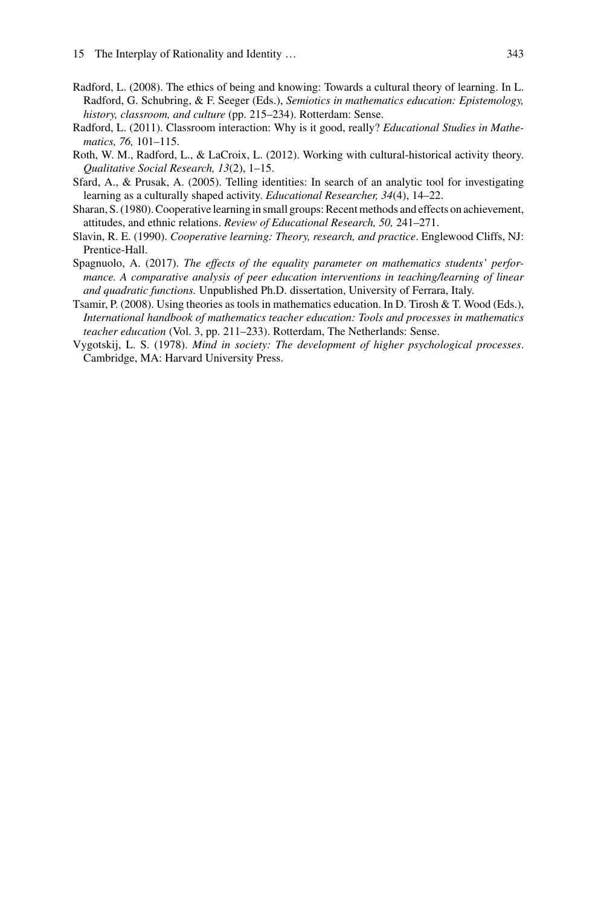Radford, L. (2008). The ethics of being and knowing: Towards a cultural theory of learning. In L. Radford, G. Schubring, & F. Seeger (Eds.), *Semiotics in mathematics education: Epistemology, history, classroom, and culture* (pp. 215–234). Rotterdam: Sense.

Radford, L. (2011). Classroom interaction: Why is it good, really? *Educational Studies in Mathematics, 76,* 101–115.

Roth, W. M., Radford, L., & LaCroix, L. (2012). Working with cultural-historical activity theory. *Qualitative Social Research, 13*(2), 1–15.

Sfard, A., & Prusak, A. (2005). Telling identities: In search of an analytic tool for investigating learning as a culturally shaped activity. *Educational Researcher, 34*(4), 14–22.

Sharan, S. (1980). Cooperative learning in small groups: Recent methods and effects on achievement, attitudes, and ethnic relations. *Review of Educational Research, 50,* 241–271.

Slavin, R. E. (1990). *Cooperative learning: Theory, research, and practice*. Englewood Cliffs, NJ: Prentice-Hall.

Spagnuolo, A. (2017). *The effects of the equality parameter on mathematics students' performance. A comparative analysis of peer education interventions in teaching/learning of linear and quadratic functions.* Unpublished Ph.D. dissertation, University of Ferrara, Italy.

Tsamir, P. (2008). Using theories as tools in mathematics education. In D. Tirosh & T. Wood (Eds.), *International handbook of mathematics teacher education: Tools and processes in mathematics teacher education* (Vol. 3, pp. 211–233). Rotterdam, The Netherlands: Sense.

Vygotskij, L. S. (1978). *Mind in society: The development of higher psychological processes*. Cambridge, MA: Harvard University Press.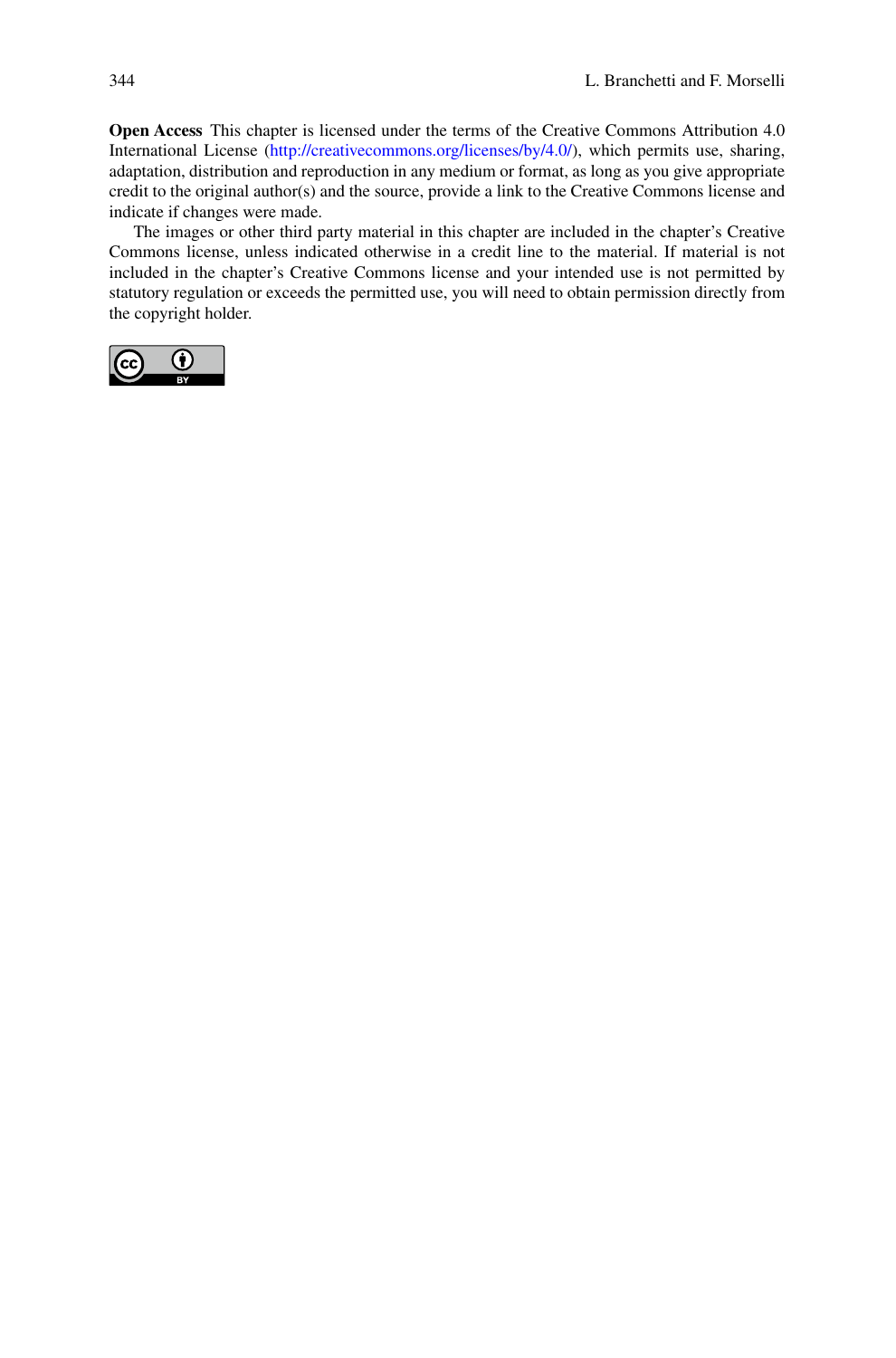**Open Access** This chapter is licensed under the terms of the Creative Commons Attribution 4.0 International License (http://creativecommons.org/licenses/by/4.0/), which permits use, sharing, adaptation, distribution and reproduction in any medium or format, as long as you give appropriate credit to the original author(s) and the source, provide a link to the Creative Commons license and indicate if changes were made.

The images or other third party material in this chapter are included in the chapter's Creative Commons license, unless indicated otherwise in a credit line to the material. If material is not included in the chapter's Creative Commons license and your intended use is not permitted by statutory regulation or exceeds the permitted use, you will need to obtain permission directly from the copyright holder.